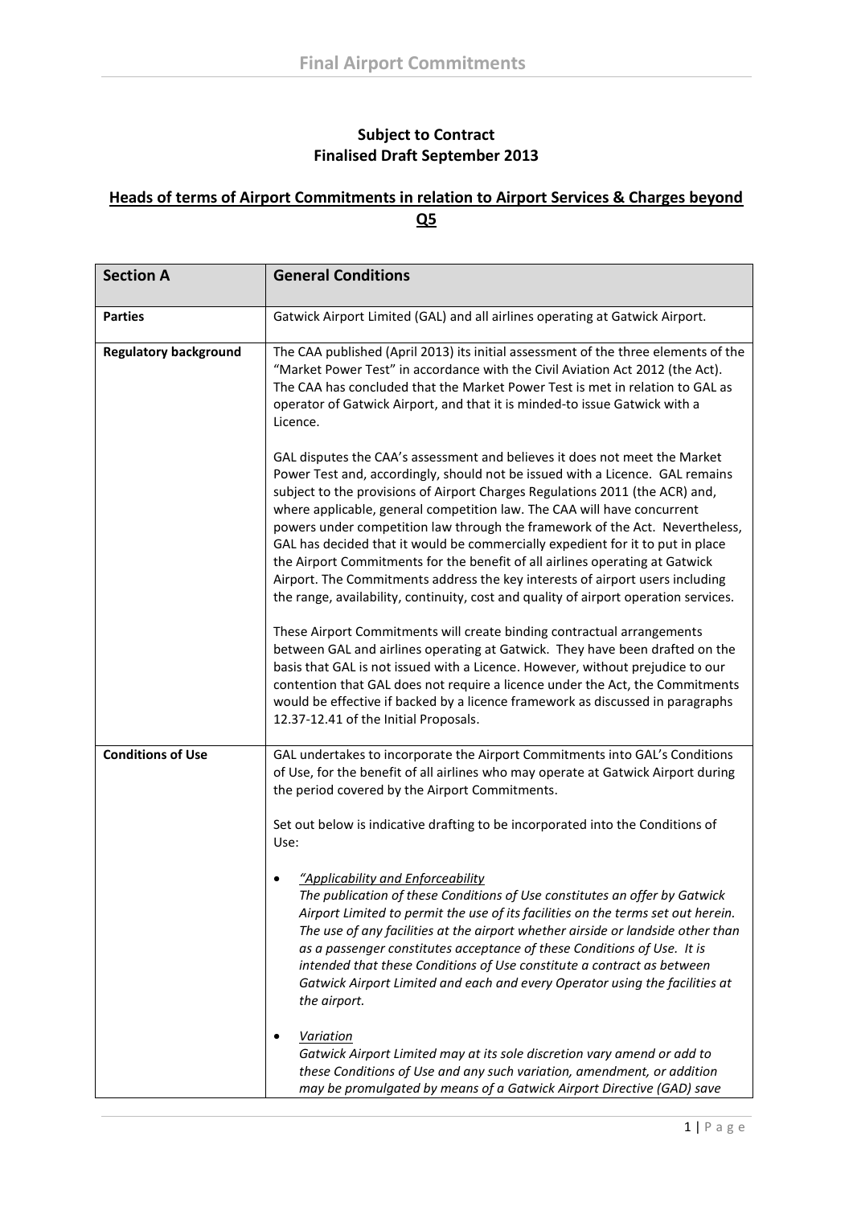**Subject to Contract**
**Finalised Draft September 2013**

## Heads of terms of Airport Commitments in relation to Airport Services & Charges beyond Q5

| **Section A** | **General Conditions** |
|---|---|
| **Parties** | Gatwick Airport Limited (GAL) and all airlines operating at Gatwick Airport. |
| **Regulatory background** | The CAA published (April 2013) its initial assessment of the three elements of the "Market Power Test" in accordance with the Civil Aviation Act 2012 (the Act). The CAA has concluded that the Market Power Test is met in relation to GAL as operator of Gatwick Airport, and that it is minded-to issue Gatwick with a Licence.<br><br>GAL disputes the CAA's assessment and believes it does not meet the Market Power Test and, accordingly, should not be issued with a Licence. GAL remains subject to the provisions of Airport Charges Regulations 2011 (the ACR) and, where applicable, general competition law. The CAA will have concurrent powers under competition law through the framework of the Act. Nevertheless, GAL has decided that it would be commercially expedient for it to put in place the Airport Commitments for the benefit of all airlines operating at Gatwick Airport. The Commitments address the key interests of airport users including the range, availability, continuity, cost and quality of airport operation services.<br><br>These Airport Commitments will create binding contractual arrangements between GAL and airlines operating at Gatwick. They have been drafted on the basis that GAL is not issued with a Licence. However, without prejudice to our contention that GAL does not require a licence under the Act, the Commitments would be effective if backed by a licence framework as discussed in paragraphs 12.37-12.41 of the Initial Proposals. |
| **Conditions of Use** | GAL undertakes to incorporate the Airport Commitments into GAL's Conditions of Use, for the benefit of all airlines who may operate at Gatwick Airport during the period covered by the Airport Commitments.<br><br>Set out below is indicative drafting to be incorporated into the Conditions of Use:<br><br>• *"<u>Applicability and Enforceability</u>*<br>*The publication of these Conditions of Use constitutes an offer by Gatwick Airport Limited to permit the use of its facilities on the terms set out herein. The use of any facilities at the airport whether airside or landside other than as a passenger constitutes acceptance of these Conditions of Use. It is intended that these Conditions of Use constitute a contract as between Gatwick Airport Limited and each and every Operator using the facilities at the airport.*<br><br>• *<u>Variation</u>*<br>*Gatwick Airport Limited may at its sole discretion vary amend or add to these Conditions of Use and any such variation, amendment, or addition may be promulgated by means of a Gatwick Airport Directive (GAD) save* |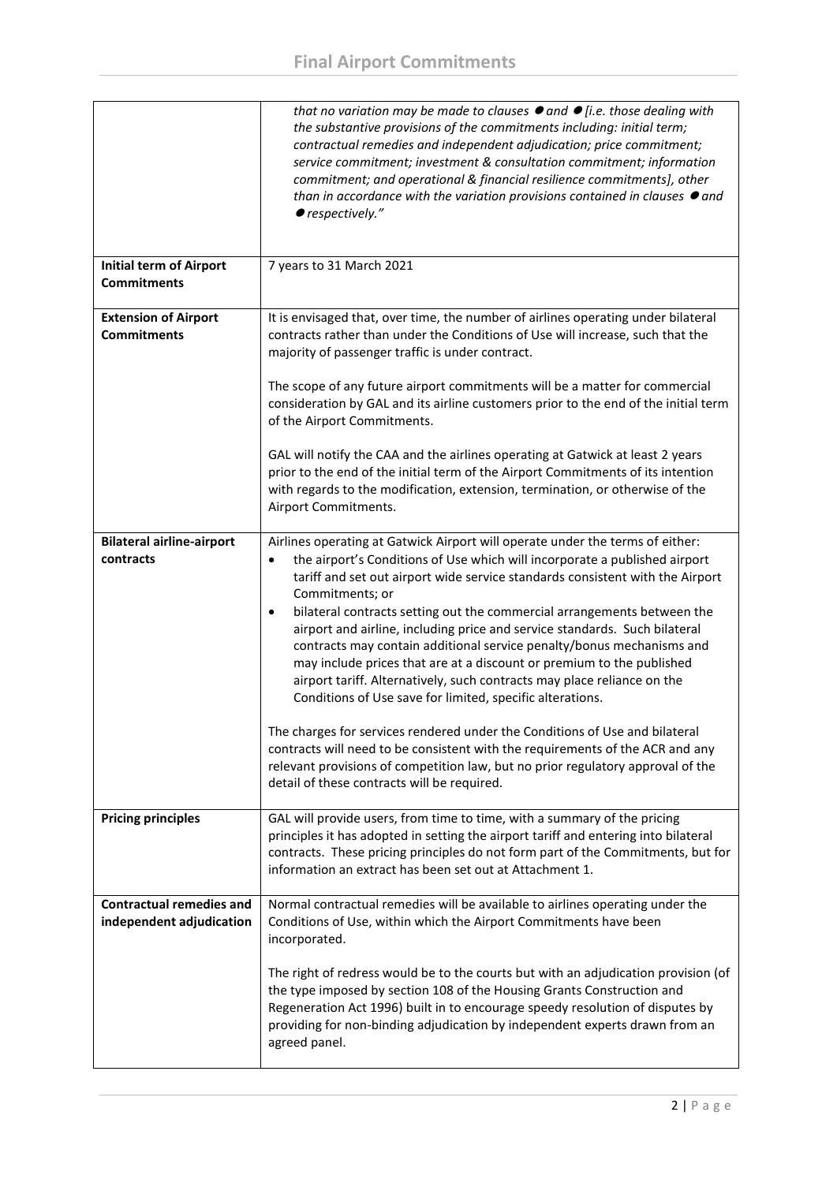| | |
|---|---|
| | *that no variation may be made to clauses ● and ● [i.e. those dealing with the substantive provisions of the commitments including: initial term; contractual remedies and independent adjudication; price commitment; service commitment; investment & consultation commitment; information commitment; and operational & financial resilience commitments], other than in accordance with the variation provisions contained in clauses ● and ● respectively."* |
| **Initial term of Airport Commitments** | 7 years to 31 March 2021 |
| **Extension of Airport Commitments** | It is envisaged that, over time, the number of airlines operating under bilateral contracts rather than under the Conditions of Use will increase, such that the majority of passenger traffic is under contract.<br><br>The scope of any future airport commitments will be a matter for commercial consideration by GAL and its airline customers prior to the end of the initial term of the Airport Commitments.<br><br>GAL will notify the CAA and the airlines operating at Gatwick at least 2 years prior to the end of the initial term of the Airport Commitments of its intention with regards to the modification, extension, termination, or otherwise of the Airport Commitments. |
| **Bilateral airline-airport contracts** | Airlines operating at Gatwick Airport will operate under the terms of either:<br>• the airport's Conditions of Use which will incorporate a published airport tariff and set out airport wide service standards consistent with the Airport Commitments; or<br>• bilateral contracts setting out the commercial arrangements between the airport and airline, including price and service standards. Such bilateral contracts may contain additional service penalty/bonus mechanisms and may include prices that are at a discount or premium to the published airport tariff. Alternatively, such contracts may place reliance on the Conditions of Use save for limited, specific alterations.<br><br>The charges for services rendered under the Conditions of Use and bilateral contracts will need to be consistent with the requirements of the ACR and any relevant provisions of competition law, but no prior regulatory approval of the detail of these contracts will be required. |
| **Pricing principles** | GAL will provide users, from time to time, with a summary of the pricing principles it has adopted in setting the airport tariff and entering into bilateral contracts. These pricing principles do not form part of the Commitments, but for information an extract has been set out at Attachment 1. |
| **Contractual remedies and independent adjudication** | Normal contractual remedies will be available to airlines operating under the Conditions of Use, within which the Airport Commitments have been incorporated.<br><br>The right of redress would be to the courts but with an adjudication provision (of the type imposed by section 108 of the Housing Grants Construction and Regeneration Act 1996) built in to encourage speedy resolution of disputes by providing for non-binding adjudication by independent experts drawn from an agreed panel. |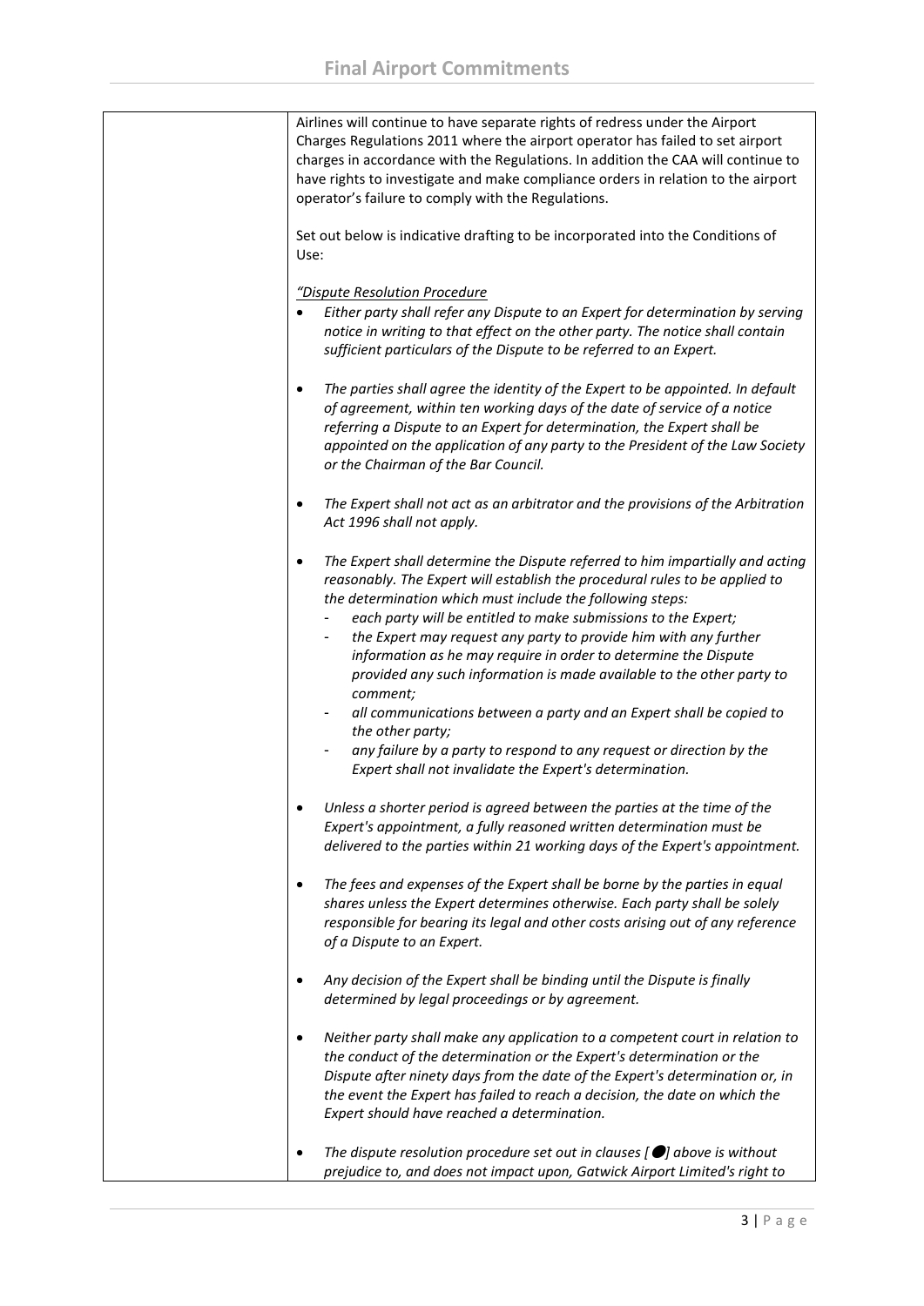| | Airlines will continue to have separate rights of redress under the Airport Charges Regulations 2011 where the airport operator has failed to set airport charges in accordance with the Regulations. In addition the CAA will continue to have rights to investigate and make compliance orders in relation to the airport operator's failure to comply with the Regulations.<br><br>Set out below is indicative drafting to be incorporated into the Conditions of Use:<br><br>*<u>"Dispute Resolution Procedure</u>*<br>• *Either party shall refer any Dispute to an Expert for determination by serving notice in writing to that effect on the other party. The notice shall contain sufficient particulars of the Dispute to be referred to an Expert.*<br><br>• *The parties shall agree the identity of the Expert to be appointed. In default of agreement, within ten working days of the date of service of a notice referring a Dispute to an Expert for determination, the Expert shall be appointed on the application of any party to the President of the Law Society or the Chairman of the Bar Council.*<br><br>• *The Expert shall not act as an arbitrator and the provisions of the Arbitration Act 1996 shall not apply.*<br><br>• *The Expert shall determine the Dispute referred to him impartially and acting reasonably. The Expert will establish the procedural rules to be applied to the determination which must include the following steps:*<br>  - *each party will be entitled to make submissions to the Expert;*<br>  - *the Expert may request any party to provide him with any further information as he may require in order to determine the Dispute provided any such information is made available to the other party to comment;*<br>  - *all communications between a party and an Expert shall be copied to the other party;*<br>  - *any failure by a party to respond to any request or direction by the Expert shall not invalidate the Expert's determination.*<br><br>• *Unless a shorter period is agreed between the parties at the time of the Expert's appointment, a fully reasoned written determination must be delivered to the parties within 21 working days of the Expert's appointment.*<br><br>• *The fees and expenses of the Expert shall be borne by the parties in equal shares unless the Expert determines otherwise. Each party shall be solely responsible for bearing its legal and other costs arising out of any reference of a Dispute to an Expert.*<br><br>• *Any decision of the Expert shall be binding until the Dispute is finally determined by legal proceedings or by agreement.*<br><br>• *Neither party shall make any application to a competent court in relation to the conduct of the determination or the Expert's determination or the Dispute after ninety days from the date of the Expert's determination or, in the event the Expert has failed to reach a decision, the date on which the Expert should have reached a determination.*<br><br>• *The dispute resolution procedure set out in clauses [●] above is without prejudice to, and does not impact upon, Gatwick Airport Limited's right to* |
|---|---|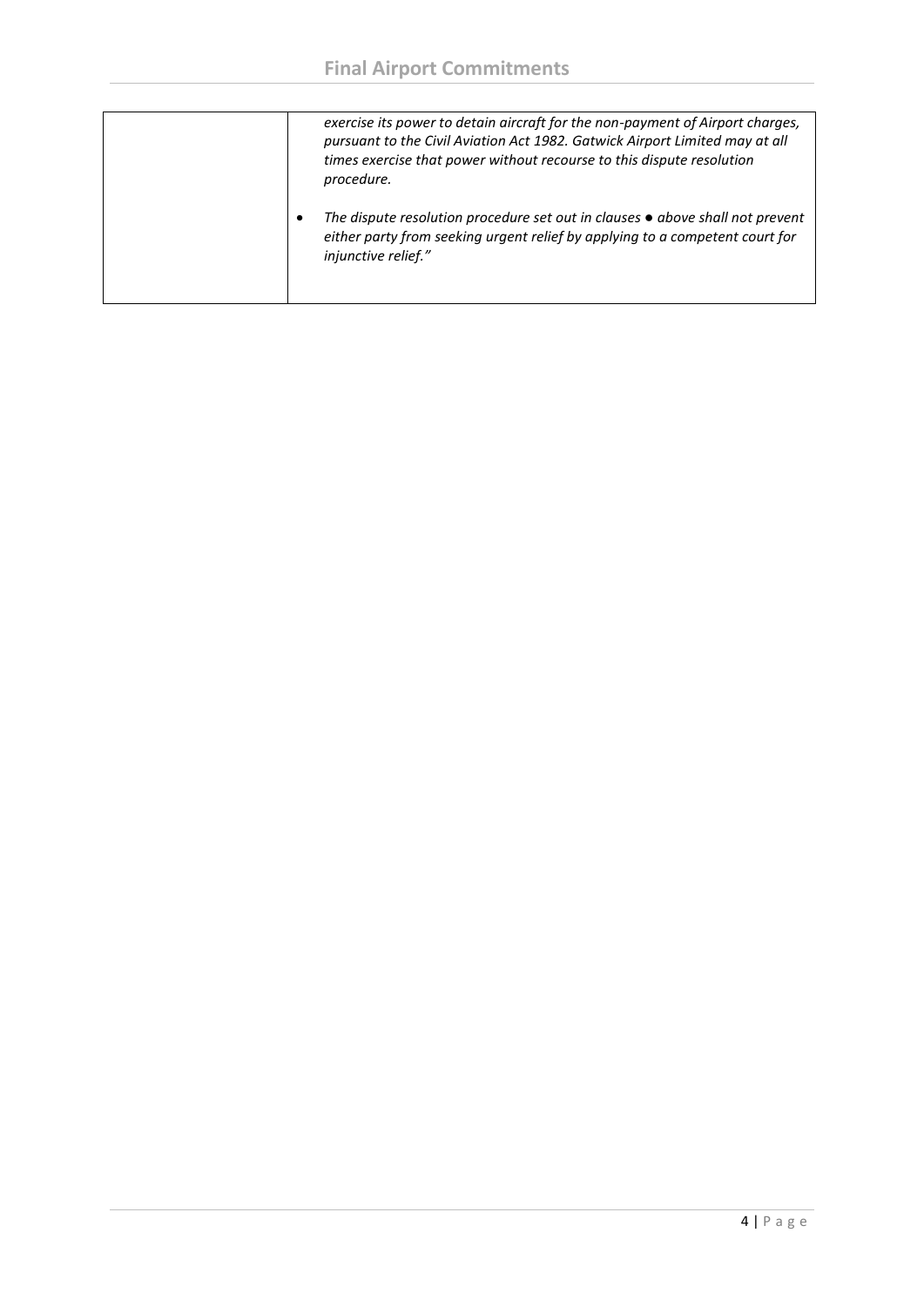| | |
|---|---|
| | *exercise its power to detain aircraft for the non-payment of Airport charges, pursuant to the Civil Aviation Act 1982. Gatwick Airport Limited may at all times exercise that power without recourse to this dispute resolution procedure.*<br><br>• *The dispute resolution procedure set out in clauses ● above shall not prevent either party from seeking urgent relief by applying to a competent court for injunctive relief."* |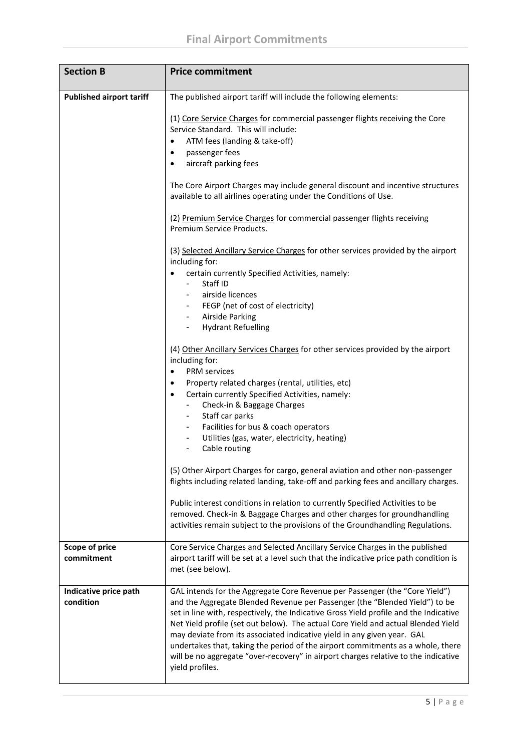| Section B | Price commitment |
|---|---|
| **Published airport tariff** | The published airport tariff will include the following elements:<br><br>(1) <u>Core Service Charges</u> for commercial passenger flights receiving the Core Service Standard. This will include:<br>• ATM fees (landing & take-off)<br>• passenger fees<br>• aircraft parking fees<br><br>The Core Airport Charges may include general discount and incentive structures available to all airlines operating under the Conditions of Use.<br><br>(2) <u>Premium Service Charges</u> for commercial passenger flights receiving Premium Service Products.<br><br>(3) <u>Selected Ancillary Service Charges</u> for other services provided by the airport including for:<br>• certain currently Specified Activities, namely:<br>- Staff ID<br>- airside licences<br>- FEGP (net of cost of electricity)<br>- Airside Parking<br>- Hydrant Refuelling<br><br>(4) <u>Other Ancillary Services Charges</u> for other services provided by the airport including for:<br>• PRM services<br>• Property related charges (rental, utilities, etc)<br>• Certain currently Specified Activities, namely:<br>- Check-in & Baggage Charges<br>- Staff car parks<br>- Facilities for bus & coach operators<br>- Utilities (gas, water, electricity, heating)<br>- Cable routing<br><br>(5) Other Airport Charges for cargo, general aviation and other non-passenger flights including related landing, take-off and parking fees and ancillary charges.<br><br>Public interest conditions in relation to currently Specified Activities to be removed. Check-in & Baggage Charges and other charges for groundhandling activities remain subject to the provisions of the Groundhandling Regulations. |
| **Scope of price commitment** | <u>Core Service Charges and Selected Ancillary Service Charges</u> in the published airport tariff will be set at a level such that the indicative price path condition is met (see below). |
| **Indicative price path condition** | GAL intends for the Aggregate Core Revenue per Passenger (the "Core Yield") and the Aggregate Blended Revenue per Passenger (the "Blended Yield") to be set in line with, respectively, the Indicative Gross Yield profile and the Indicative Net Yield profile (set out below). The actual Core Yield and actual Blended Yield may deviate from its associated indicative yield in any given year. GAL undertakes that, taking the period of the airport commitments as a whole, there will be no aggregate "over-recovery" in airport charges relative to the indicative yield profiles. |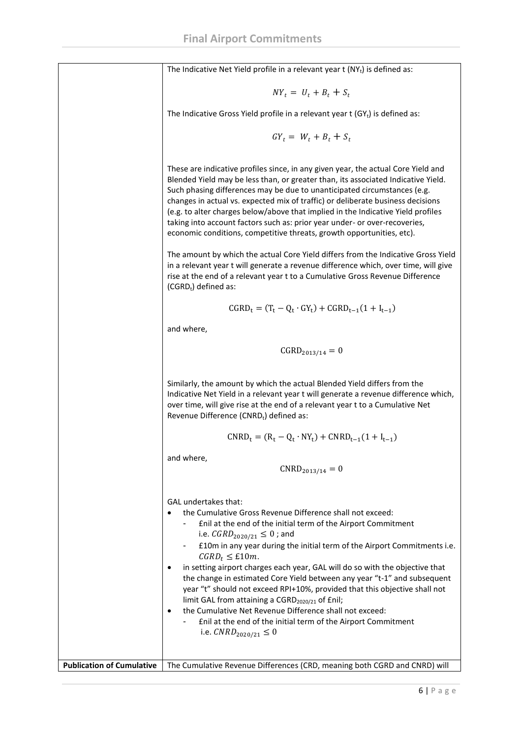| | |
|---|---|
| | The Indicative Net Yield profile in a relevant year t ($NY_t$) is defined as:<br><br>$$NY_t = U_t + B_t + S_t$$<br><br>The Indicative Gross Yield profile in a relevant year t ($GY_t$) is defined as:<br><br>$$GY_t = W_t + B_t + S_t$$<br><br>These are indicative profiles since, in any given year, the actual Core Yield and Blended Yield may be less than, or greater than, its associated Indicative Yield. Such phasing differences may be due to unanticipated circumstances (e.g. changes in actual vs. expected mix of traffic) or deliberate business decisions (e.g. to alter charges below/above that implied in the Indicative Yield profiles taking into account factors such as: prior year under- or over-recoveries, economic conditions, competitive threats, growth opportunities, etc).<br><br>The amount by which the actual Core Yield differs from the Indicative Gross Yield in a relevant year t will generate a revenue difference which, over time, will give rise at the end of a relevant year t to a Cumulative Gross Revenue Difference ($CGRD_t$) defined as:<br><br>$$\mathrm{CGRD_t = (T_t - Q_t \cdot GY_t) + CGRD_{t-1}(1 + I_{t-1})}$$<br><br>and where,<br><br>$$\mathrm{CGRD_{2013/14} = 0}$$<br><br>Similarly, the amount by which the actual Blended Yield differs from the Indicative Net Yield in a relevant year t will generate a revenue difference which, over time, will give rise at the end of a relevant year t to a Cumulative Net Revenue Difference ($CNRD_t$) defined as:<br><br>$$\mathrm{CNRD_t = (R_t - Q_t \cdot NY_t) + CNRD_{t-1}(1 + I_{t-1})}$$<br><br>and where,<br><br>$$\mathrm{CNRD_{2013/14} = 0}$$<br><br>GAL undertakes that:<br>• the Cumulative Gross Revenue Difference shall not exceed:<br>  - £nil at the end of the initial term of the Airport Commitment i.e. $CGRD_{2020/21} \leq 0$ ; and<br>  - £10m in any year during the initial term of the Airport Commitments i.e. $CGRD_t \leq £10m$.<br>• in setting airport charges each year, GAL will do so with the objective that the change in estimated Core Yield between any year "t-1" and subsequent year "t" should not exceed RPI+10%, provided that this objective shall not limit GAL from attaining a $CGRD_{2020/21}$ of £nil;<br>• the Cumulative Net Revenue Difference shall not exceed:<br>  - £nil at the end of the initial term of the Airport Commitment i.e. $CNRD_{2020/21} \leq 0$ |
| **Publication of Cumulative** | The Cumulative Revenue Differences (CRD, meaning both CGRD and CNRD) will |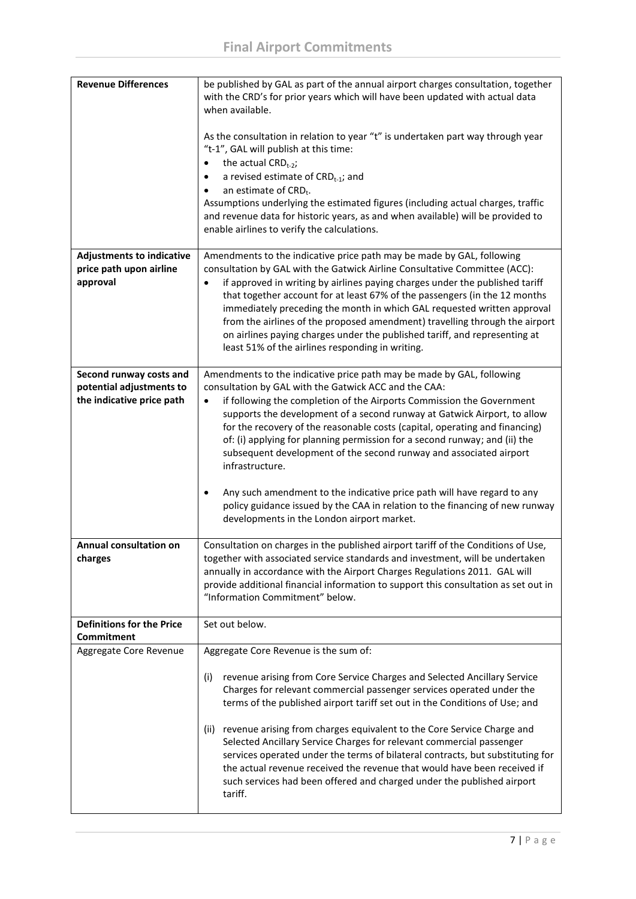| | |
|---|---|
| **Revenue Differences** | be published by GAL as part of the annual airport charges consultation, together with the CRD's for prior years which will have been updated with actual data when available.<br><br>As the consultation in relation to year "t" is undertaken part way through year "t-1", GAL will publish at this time:<br>• the actual $CRD_{t-2}$;<br>• a revised estimate of $CRD_{t-1}$; and<br>• an estimate of $CRD_t$.<br>Assumptions underlying the estimated figures (including actual charges, traffic and revenue data for historic years, as and when available) will be provided to enable airlines to verify the calculations. |
| **Adjustments to indicative price path upon airline approval** | Amendments to the indicative price path may be made by GAL, following consultation by GAL with the Gatwick Airline Consultative Committee (ACC):<br>• if approved in writing by airlines paying charges under the published tariff that together account for at least 67% of the passengers (in the 12 months immediately preceding the month in which GAL requested written approval from the airlines of the proposed amendment) travelling through the airport on airlines paying charges under the published tariff, and representing at least 51% of the airlines responding in writing. |
| **Second runway costs and potential adjustments to the indicative price path** | Amendments to the indicative price path may be made by GAL, following consultation by GAL with the Gatwick ACC and the CAA:<br>• if following the completion of the Airports Commission the Government supports the development of a second runway at Gatwick Airport, to allow for the recovery of the reasonable costs (capital, operating and financing) of: (i) applying for planning permission for a second runway; and (ii) the subsequent development of the second runway and associated airport infrastructure.<br><br>• Any such amendment to the indicative price path will have regard to any policy guidance issued by the CAA in relation to the financing of new runway developments in the London airport market. |
| **Annual consultation on charges** | Consultation on charges in the published airport tariff of the Conditions of Use, together with associated service standards and investment, will be undertaken annually in accordance with the Airport Charges Regulations 2011. GAL will provide additional financial information to support this consultation as set out in "Information Commitment" below. |
| **Definitions for the Price Commitment** | Set out below. |
| Aggregate Core Revenue | Aggregate Core Revenue is the sum of:<br><br>(i) revenue arising from Core Service Charges and Selected Ancillary Service Charges for relevant commercial passenger services operated under the terms of the published airport tariff set out in the Conditions of Use; and<br><br>(ii) revenue arising from charges equivalent to the Core Service Charge and Selected Ancillary Service Charges for relevant commercial passenger services operated under the terms of bilateral contracts, but substituting for the actual revenue received the revenue that would have been received if such services had been offered and charged under the published airport tariff. |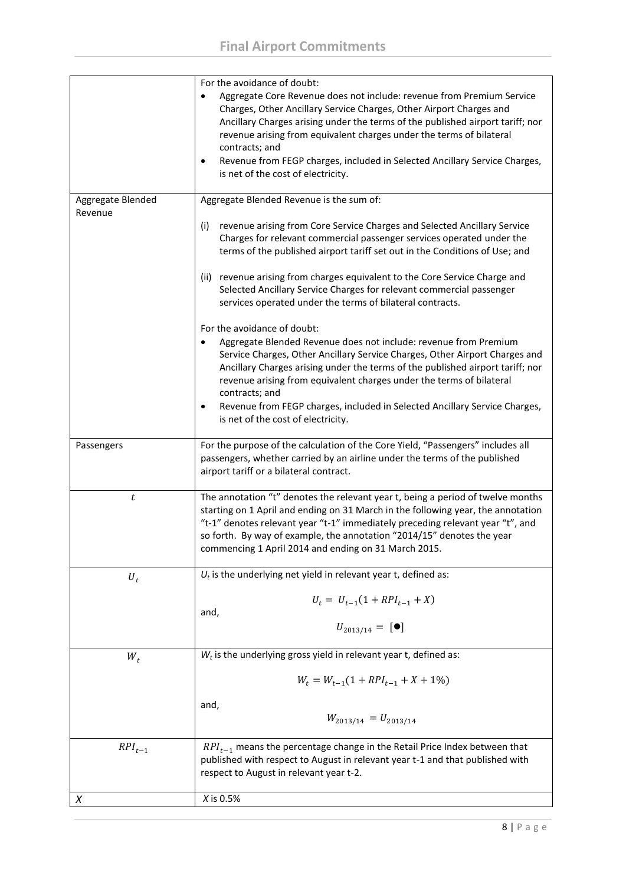| | |
|---|---|
| | For the avoidance of doubt:<br>• Aggregate Core Revenue does not include: revenue from Premium Service Charges, Other Ancillary Service Charges, Other Airport Charges and Ancillary Charges arising under the terms of the published airport tariff; nor revenue arising from equivalent charges under the terms of bilateral contracts; and<br>• Revenue from FEGP charges, included in Selected Ancillary Service Charges, is net of the cost of electricity. |
| Aggregate Blended Revenue | Aggregate Blended Revenue is the sum of:<br><br>(i) revenue arising from Core Service Charges and Selected Ancillary Service Charges for relevant commercial passenger services operated under the terms of the published airport tariff set out in the Conditions of Use; and<br><br>(ii) revenue arising from charges equivalent to the Core Service Charge and Selected Ancillary Service Charges for relevant commercial passenger services operated under the terms of bilateral contracts.<br><br>For the avoidance of doubt:<br>• Aggregate Blended Revenue does not include: revenue from Premium Service Charges, Other Ancillary Service Charges, Other Airport Charges and Ancillary Charges arising under the terms of the published airport tariff; nor revenue arising from equivalent charges under the terms of bilateral contracts; and<br>• Revenue from FEGP charges, included in Selected Ancillary Service Charges, is net of the cost of electricity. |
| Passengers | For the purpose of the calculation of the Core Yield, "Passengers" includes all passengers, whether carried by an airline under the terms of the published airport tariff or a bilateral contract. |
| $t$ | The annotation "t" denotes the relevant year t, being a period of twelve months starting on 1 April and ending on 31 March in the following year, the annotation "t-1" denotes relevant year "t-1" immediately preceding relevant year "t", and so forth. By way of example, the annotation "2014/15" denotes the year commencing 1 April 2014 and ending on 31 March 2015. |
| $U_t$ | $U_t$ is the underlying net yield in relevant year t, defined as:<br><br>$U_t = U_{t-1}(1 + RPI_{t-1} + X)$<br><br>and,<br><br>$U_{2013/14} = [\bullet]$ |
| $W_t$ | $W_t$ is the underlying gross yield in relevant year t, defined as:<br><br>$W_t = W_{t-1}(1 + RPI_{t-1} + X + 1\%)$<br><br>and,<br><br>$W_{2013/14} = U_{2013/14}$ |
| $RPI_{t-1}$ | $RPI_{t-1}$ means the percentage change in the Retail Price Index between that published with respect to August in relevant year t-1 and that published with respect to August in relevant year t-2. |
| $X$ | $X$ is 0.5% |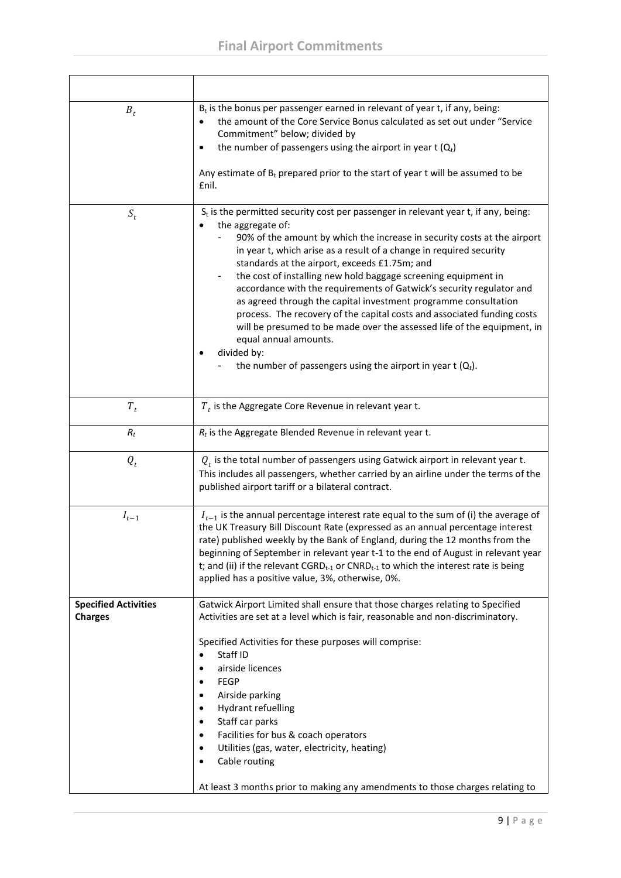| | |
|---|---|
| $B_t$ | $B_t$ is the bonus per passenger earned in relevant of year t, if any, being:<br>• the amount of the Core Service Bonus calculated as set out under "Service Commitment" below; divided by<br>• the number of passengers using the airport in year t ($Q_t$)<br><br>Any estimate of $B_t$ prepared prior to the start of year t will be assumed to be £nil. |
| $S_t$ | $S_t$ is the permitted security cost per passenger in relevant year t, if any, being:<br>• the aggregate of:<br>- 90% of the amount by which the increase in security costs at the airport in year t, which arise as a result of a change in required security standards at the airport, exceeds £1.75m; and<br>- the cost of installing new hold baggage screening equipment in accordance with the requirements of Gatwick's security regulator and as agreed through the capital investment programme consultation process. The recovery of the capital costs and associated funding costs will be presumed to be made over the assessed life of the equipment, in equal annual amounts.<br>• divided by:<br>- the number of passengers using the airport in year t ($Q_t$). |
| $T_t$ | $T_t$ is the Aggregate Core Revenue in relevant year t. |
| $R_t$ | $R_t$ is the Aggregate Blended Revenue in relevant year t. |
| $Q_t$ | $Q_t$ is the total number of passengers using Gatwick airport in relevant year t. This includes all passengers, whether carried by an airline under the terms of the published airport tariff or a bilateral contract. |
| $I_{t-1}$ | $I_{t-1}$ is the annual percentage interest rate equal to the sum of (i) the average of the UK Treasury Bill Discount Rate (expressed as an annual percentage interest rate) published weekly by the Bank of England, during the 12 months from the beginning of September in relevant year t-1 to the end of August in relevant year t; and (ii) if the relevant $CGRD_{t-1}$ or $CNRD_{t-1}$ to which the interest rate is being applied has a positive value, 3%, otherwise, 0%. |
| **Specified Activities Charges** | Gatwick Airport Limited shall ensure that those charges relating to Specified Activities are set at a level which is fair, reasonable and non-discriminatory.<br><br>Specified Activities for these purposes will comprise:<br>• Staff ID<br>• airside licences<br>• FEGP<br>• Airside parking<br>• Hydrant refuelling<br>• Staff car parks<br>• Facilities for bus & coach operators<br>• Utilities (gas, water, electricity, heating)<br>• Cable routing<br><br>At least 3 months prior to making any amendments to those charges relating to |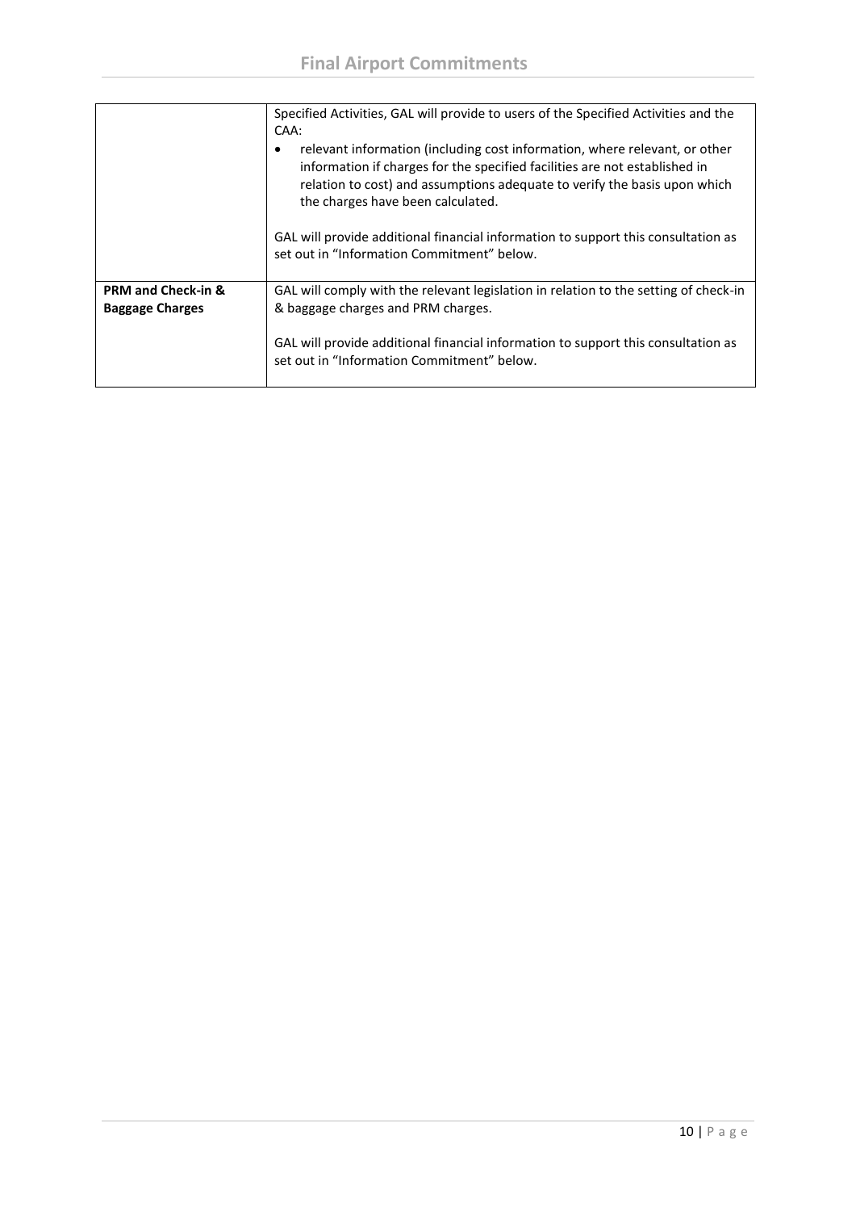| | |
|---|---|
| | Specified Activities, GAL will provide to users of the Specified Activities and the CAA:<br>• relevant information (including cost information, where relevant, or other information if charges for the specified facilities are not established in relation to cost) and assumptions adequate to verify the basis upon which the charges have been calculated.<br><br>GAL will provide additional financial information to support this consultation as set out in "Information Commitment" below. |
| **PRM and Check-in & Baggage Charges** | GAL will comply with the relevant legislation in relation to the setting of check-in & baggage charges and PRM charges.<br><br>GAL will provide additional financial information to support this consultation as set out in "Information Commitment" below. |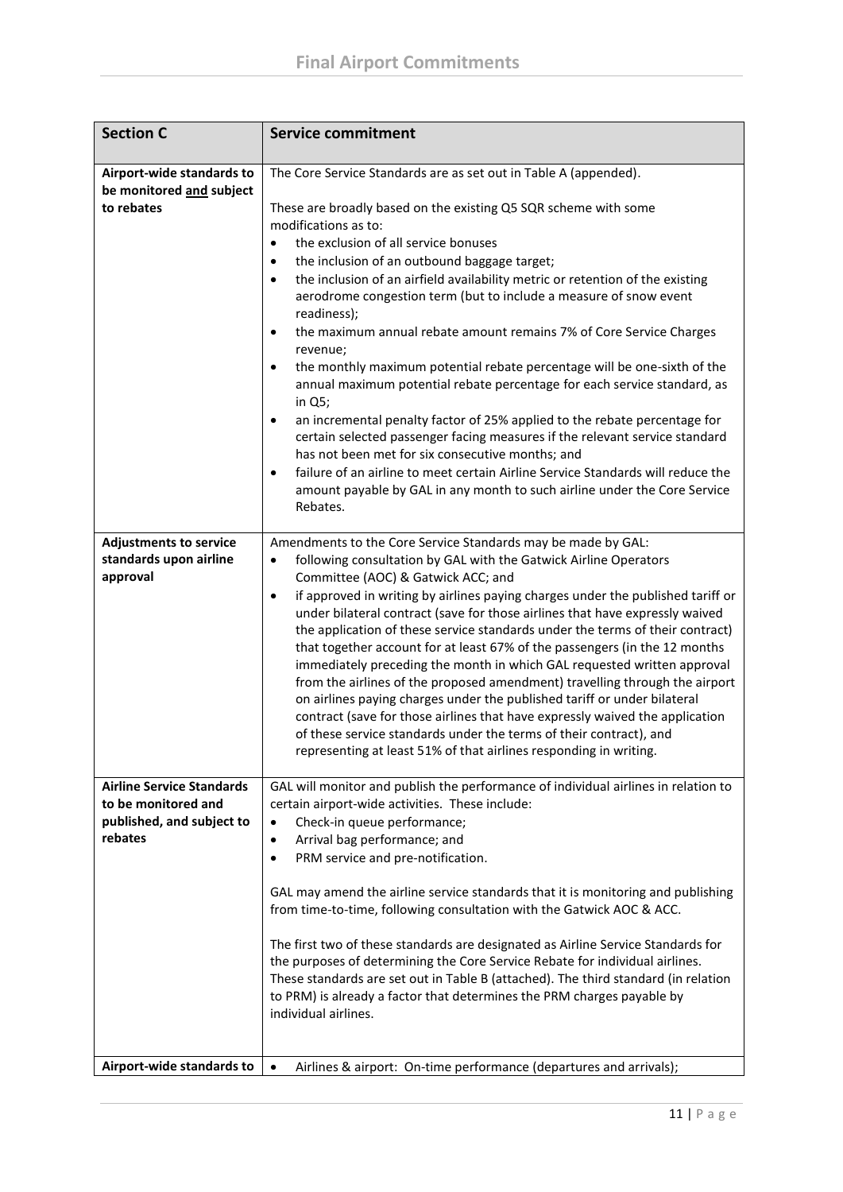| Section C | Service commitment |
|---|---|
| **Airport-wide standards to be monitored <u>and</u> subject to rebates** | The Core Service Standards are as set out in Table A (appended).<br><br>These are broadly based on the existing Q5 SQR scheme with some modifications as to:<br>• the exclusion of all service bonuses<br>• the inclusion of an outbound baggage target;<br>• the inclusion of an airfield availability metric or retention of the existing aerodrome congestion term (but to include a measure of snow event readiness);<br>• the maximum annual rebate amount remains 7% of Core Service Charges revenue;<br>• the monthly maximum potential rebate percentage will be one-sixth of the annual maximum potential rebate percentage for each service standard, as in Q5;<br>• an incremental penalty factor of 25% applied to the rebate percentage for certain selected passenger facing measures if the relevant service standard has not been met for six consecutive months; and<br>• failure of an airline to meet certain Airline Service Standards will reduce the amount payable by GAL in any month to such airline under the Core Service Rebates. |
| **Adjustments to service standards upon airline approval** | Amendments to the Core Service Standards may be made by GAL:<br>• following consultation by GAL with the Gatwick Airline Operators Committee (AOC) & Gatwick ACC; and<br>• if approved in writing by airlines paying charges under the published tariff or under bilateral contract (save for those airlines that have expressly waived the application of these service standards under the terms of their contract) that together account for at least 67% of the passengers (in the 12 months immediately preceding the month in which GAL requested written approval from the airlines of the proposed amendment) travelling through the airport on airlines paying charges under the published tariff or under bilateral contract (save for those airlines that have expressly waived the application of these service standards under the terms of their contract), and representing at least 51% of that airlines responding in writing. |
| **Airline Service Standards to be monitored and published, and subject to rebates** | GAL will monitor and publish the performance of individual airlines in relation to certain airport-wide activities. These include:<br>• Check-in queue performance;<br>• Arrival bag performance; and<br>• PRM service and pre-notification.<br><br>GAL may amend the airline service standards that it is monitoring and publishing from time-to-time, following consultation with the Gatwick AOC & ACC.<br><br>The first two of these standards are designated as Airline Service Standards for the purposes of determining the Core Service Rebate for individual airlines. These standards are set out in Table B (attached). The third standard (in relation to PRM) is already a factor that determines the PRM charges payable by individual airlines. |
| **Airport-wide standards to** | • Airlines & airport: On-time performance (departures and arrivals); |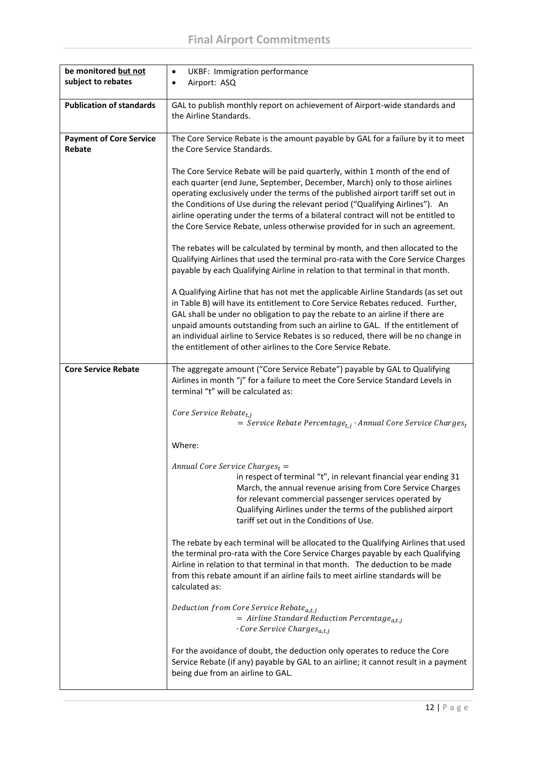| be monitored <u>but not</u> subject to rebates | • UKBF: Immigration performance<br>• Airport: ASQ |
|---|---|
| **Publication of standards** | GAL to publish monthly report on achievement of Airport-wide standards and the Airline Standards. |
| **Payment of Core Service Rebate** | The Core Service Rebate is the amount payable by GAL for a failure by it to meet the Core Service Standards.<br><br>The Core Service Rebate will be paid quarterly, within 1 month of the end of each quarter (end June, September, December, March) only to those airlines operating exclusively under the terms of the published airport tariff set out in the Conditions of Use during the relevant period ("Qualifying Airlines"). An airline operating under the terms of a bilateral contract will not be entitled to the Core Service Rebate, unless otherwise provided for in such an agreement.<br><br>The rebates will be calculated by terminal by month, and then allocated to the Qualifying Airlines that used the terminal pro-rata with the Core Service Charges payable by each Qualifying Airline in relation to that terminal in that month.<br><br>A Qualifying Airline that has not met the applicable Airline Standards (as set out in Table B) will have its entitlement to Core Service Rebates reduced. Further, GAL shall be under no obligation to pay the rebate to an airline if there are unpaid amounts outstanding from such an airline to GAL. If the entitlement of an individual airline to Service Rebates is so reduced, there will be no change in the entitlement of other airlines to the Core Service Rebate. |
| **Core Service Rebate** | The aggregate amount ("Core Service Rebate") payable by GAL to Qualifying Airlines in month "j" for a failure to meet the Core Service Standard Levels in terminal "t" will be calculated as:<br><br>$Core\ Service\ Rebate_{t,j} = Service\ Rebate\ Percentage_{t,j} \cdot Annual\ Core\ Service\ Charges_t$<br><br>Where:<br><br>$Annual\ Core\ Service\ Charges_t =$ in respect of terminal "t", in relevant financial year ending 31 March, the annual revenue arising from Core Service Charges for relevant commercial passenger services operated by Qualifying Airlines under the terms of the published airport tariff set out in the Conditions of Use.<br><br>The rebate by each terminal will be allocated to the Qualifying Airlines that used the terminal pro-rata with the Core Service Charges payable by each Qualifying Airline in relation to that terminal in that month. The deduction to be made from this rebate amount if an airline fails to meet airline standards will be calculated as:<br><br>$Deduction\ from\ Core\ Service\ Rebate_{a,t,j} = Airline\ Standard\ Reduction\ Percentage_{a,t,j} \cdot Core\ Service\ Charges_{a,t,j}$<br><br>For the avoidance of doubt, the deduction only operates to reduce the Core Service Rebate (if any) payable by GAL to an airline; it cannot result in a payment being due from an airline to GAL. |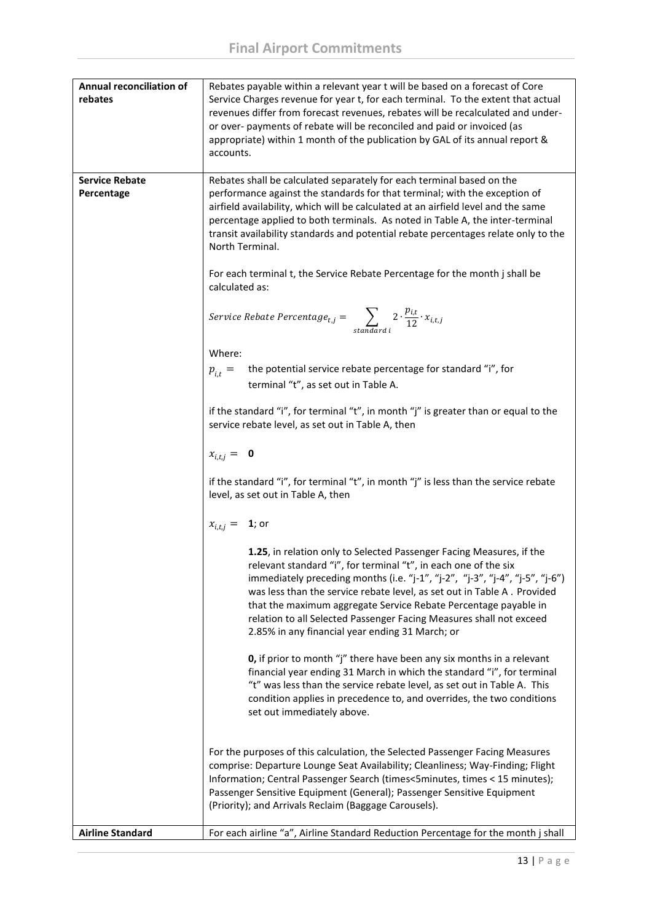| | |
|---|---|
| **Annual reconciliation of rebates** | Rebates payable within a relevant year t will be based on a forecast of Core Service Charges revenue for year t, for each terminal. To the extent that actual revenues differ from forecast revenues, rebates will be recalculated and under- or over- payments of rebate will be reconciled and paid or invoiced (as appropriate) within 1 month of the publication by GAL of its annual report & accounts. |
| **Service Rebate Percentage** | Rebates shall be calculated separately for each terminal based on the performance against the standards for that terminal; with the exception of airfield availability, which will be calculated at an airfield level and the same percentage applied to both terminals. As noted in Table A, the inter-terminal transit availability standards and potential rebate percentages relate only to the North Terminal.<br><br>For each terminal t, the Service Rebate Percentage for the month j shall be calculated as:<br><br>$Service\ Rebate\ Percentage_{t,j} = \sum_{standard\ i} 2 \cdot \frac{p_{i,t}}{12} \cdot x_{i,t,j}$<br><br>Where:<br><br>$p_{i,t} =$ the potential service rebate percentage for standard "i", for terminal "t", as set out in Table A.<br><br>if the standard "i", for terminal "t", in month "j" is greater than or equal to the service rebate level, as set out in Table A, then<br><br>$x_{i,t,j} =$ **0**<br><br>if the standard "i", for terminal "t", in month "j" is less than the service rebate level, as set out in Table A, then<br><br>$x_{i,t,j} =$ **1**; or<br><br>**1.25**, in relation only to Selected Passenger Facing Measures, if the relevant standard "i", for terminal "t", in each one of the six immediately preceding months (i.e. "j-1", "j-2", "j-3", "j-4", "j-5", "j-6") was less than the service rebate level, as set out in Table A . Provided that the maximum aggregate Service Rebate Percentage payable in relation to all Selected Passenger Facing Measures shall not exceed 2.85% in any financial year ending 31 March; or<br><br>**0,** if prior to month "j" there have been any six months in a relevant financial year ending 31 March in which the standard "i", for terminal "t" was less than the service rebate level, as set out in Table A. This condition applies in precedence to, and overrides, the two conditions set out immediately above.<br><br>For the purposes of this calculation, the Selected Passenger Facing Measures comprise: Departure Lounge Seat Availability; Cleanliness; Way-Finding; Flight Information; Central Passenger Search (times<5minutes, times < 15 minutes); Passenger Sensitive Equipment (General); Passenger Sensitive Equipment (Priority); and Arrivals Reclaim (Baggage Carousels). |
| **Airline Standard** | For each airline "a", Airline Standard Reduction Percentage for the month j shall |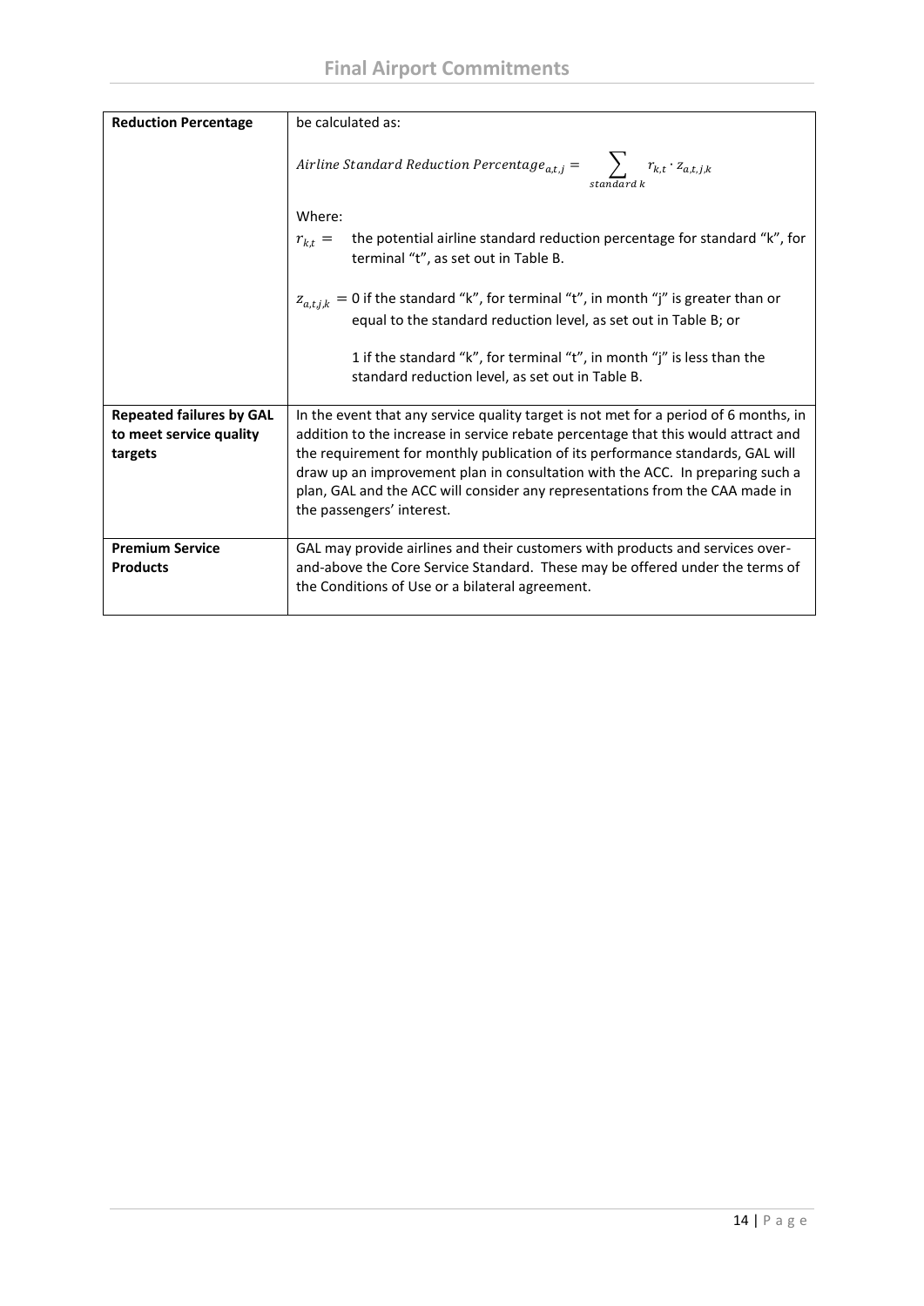| | |
|---|---|
| **Reduction Percentage** | be calculated as:<br><br>$$Airline\ Standard\ Reduction\ Percentage_{a,t,j} = \sum_{standard\ k} r_{k,t} \cdot z_{a,t,j,k}$$<br><br>Where:<br>$r_{k,t} =$ the potential airline standard reduction percentage for standard "k", for terminal "t", as set out in Table B.<br><br>$z_{a,t,j,k} =$ 0 if the standard "k", for terminal "t", in month "j" is greater than or equal to the standard reduction level, as set out in Table B; or<br><br>1 if the standard "k", for terminal "t", in month "j" is less than the standard reduction level, as set out in Table B. |
| **Repeated failures by GAL to meet service quality targets** | In the event that any service quality target is not met for a period of 6 months, in addition to the increase in service rebate percentage that this would attract and the requirement for monthly publication of its performance standards, GAL will draw up an improvement plan in consultation with the ACC. In preparing such a plan, GAL and the ACC will consider any representations from the CAA made in the passengers' interest. |
| **Premium Service Products** | GAL may provide airlines and their customers with products and services over-and-above the Core Service Standard. These may be offered under the terms of the Conditions of Use or a bilateral agreement. |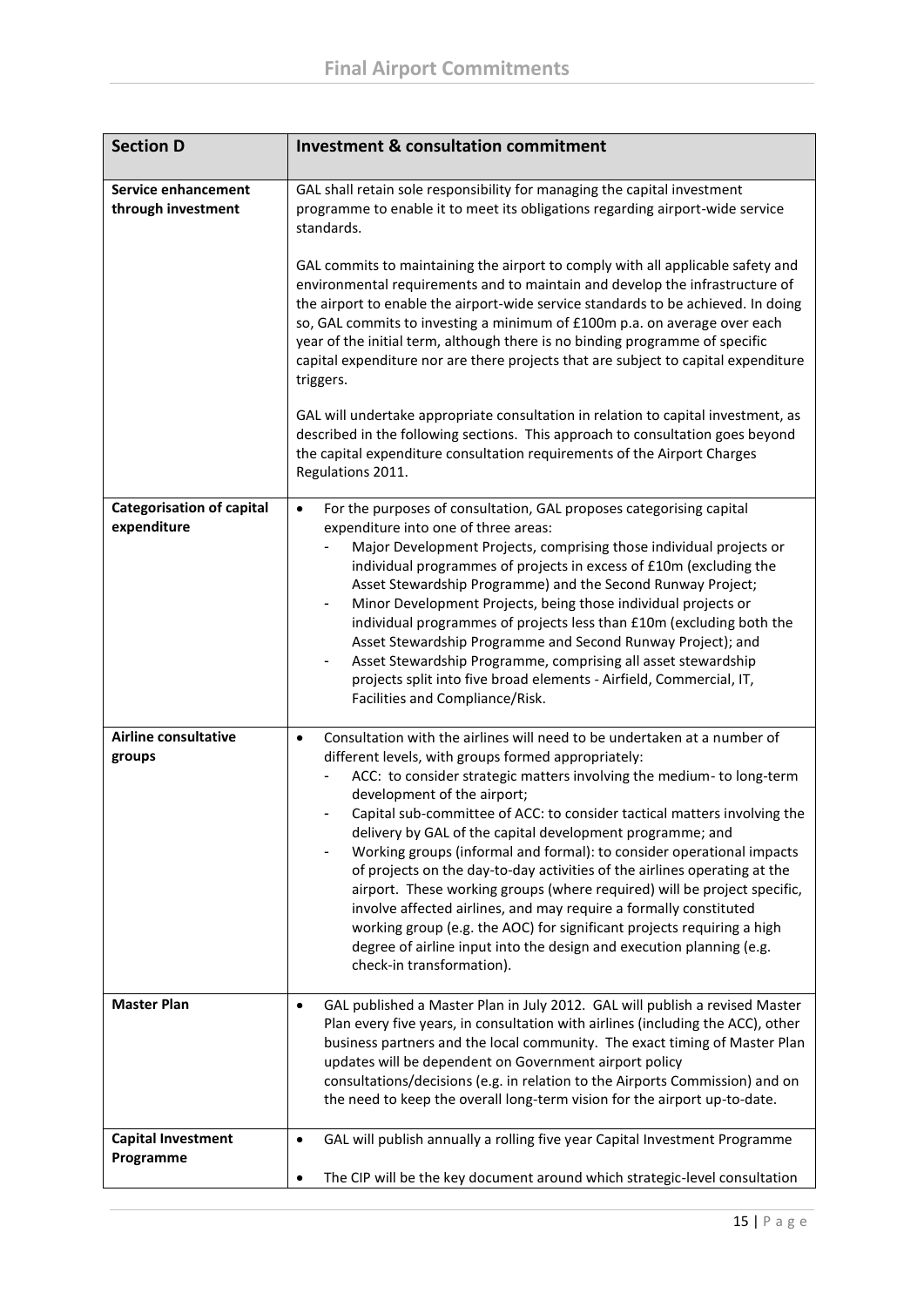| Section D | Investment & consultation commitment |
|---|---|
| **Service enhancement through investment** | GAL shall retain sole responsibility for managing the capital investment programme to enable it to meet its obligations regarding airport-wide service standards.<br><br>GAL commits to maintaining the airport to comply with all applicable safety and environmental requirements and to maintain and develop the infrastructure of the airport to enable the airport-wide service standards to be achieved. In doing so, GAL commits to investing a minimum of £100m p.a. on average over each year of the initial term, although there is no binding programme of specific capital expenditure nor are there projects that are subject to capital expenditure triggers.<br><br>GAL will undertake appropriate consultation in relation to capital investment, as described in the following sections. This approach to consultation goes beyond the capital expenditure consultation requirements of the Airport Charges Regulations 2011. |
| **Categorisation of capital expenditure** | • For the purposes of consultation, GAL proposes categorising capital expenditure into one of three areas:<br>- Major Development Projects, comprising those individual projects or individual programmes of projects in excess of £10m (excluding the Asset Stewardship Programme) and the Second Runway Project;<br>- Minor Development Projects, being those individual projects or individual programmes of projects less than £10m (excluding both the Asset Stewardship Programme and Second Runway Project); and<br>- Asset Stewardship Programme, comprising all asset stewardship projects split into five broad elements - Airfield, Commercial, IT, Facilities and Compliance/Risk. |
| **Airline consultative groups** | • Consultation with the airlines will need to be undertaken at a number of different levels, with groups formed appropriately:<br>- ACC: to consider strategic matters involving the medium- to long-term development of the airport;<br>- Capital sub-committee of ACC: to consider tactical matters involving the delivery by GAL of the capital development programme; and<br>- Working groups (informal and formal): to consider operational impacts of projects on the day-to-day activities of the airlines operating at the airport. These working groups (where required) will be project specific, involve affected airlines, and may require a formally constituted working group (e.g. the AOC) for significant projects requiring a high degree of airline input into the design and execution planning (e.g. check-in transformation). |
| **Master Plan** | • GAL published a Master Plan in July 2012. GAL will publish a revised Master Plan every five years, in consultation with airlines (including the ACC), other business partners and the local community. The exact timing of Master Plan updates will be dependent on Government airport policy consultations/decisions (e.g. in relation to the Airports Commission) and on the need to keep the overall long-term vision for the airport up-to-date. |
| **Capital Investment Programme** | • GAL will publish annually a rolling five year Capital Investment Programme<br><br>• The CIP will be the key document around which strategic-level consultation |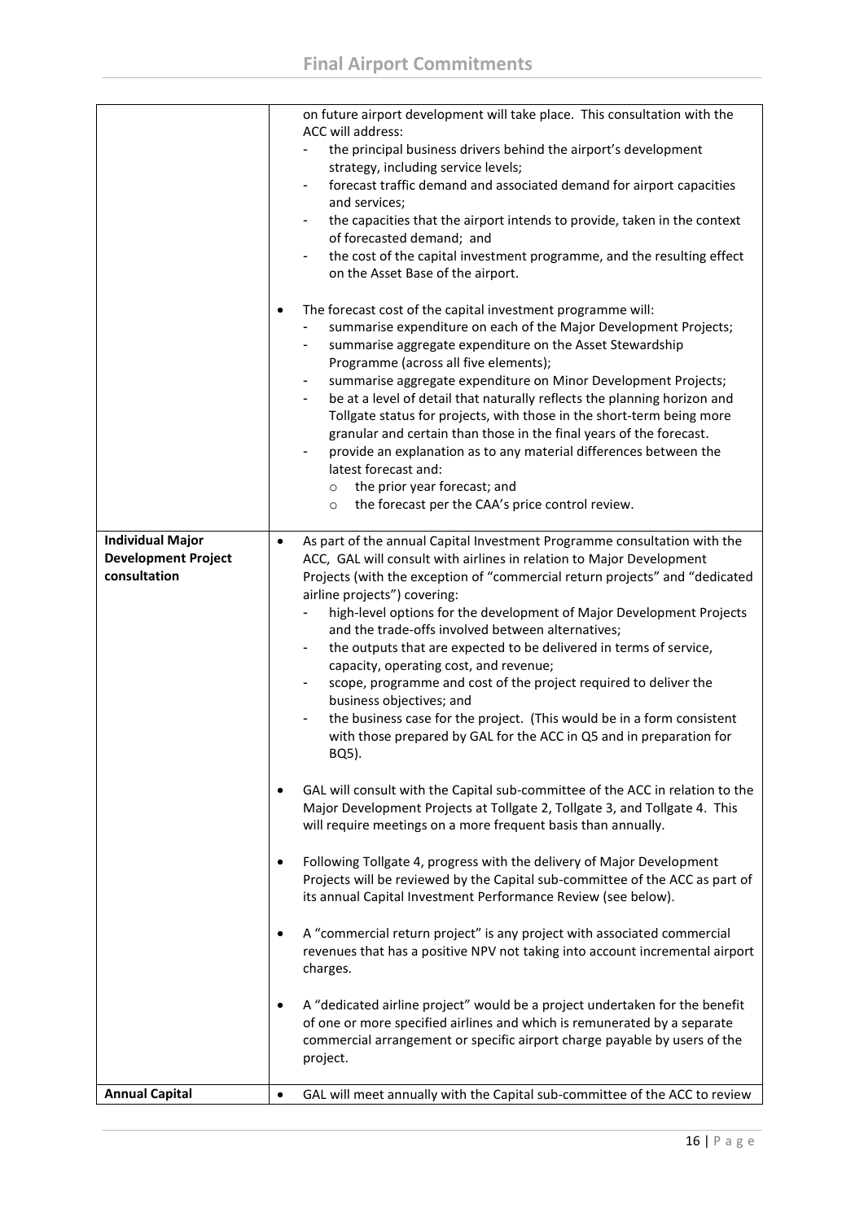| | |
|---|---|
| | on future airport development will take place. This consultation with the ACC will address:<br>- the principal business drivers behind the airport's development strategy, including service levels;<br>- forecast traffic demand and associated demand for airport capacities and services;<br>- the capacities that the airport intends to provide, taken in the context of forecasted demand; and<br>- the cost of the capital investment programme, and the resulting effect on the Asset Base of the airport.<br><br>• The forecast cost of the capital investment programme will:<br>- summarise expenditure on each of the Major Development Projects;<br>- summarise aggregate expenditure on the Asset Stewardship Programme (across all five elements);<br>- summarise aggregate expenditure on Minor Development Projects;<br>- be at a level of detail that naturally reflects the planning horizon and Tollgate status for projects, with those in the short-term being more granular and certain than those in the final years of the forecast.<br>- provide an explanation as to any material differences between the latest forecast and:<br>&nbsp;&nbsp;&nbsp;&nbsp;o the prior year forecast; and<br>&nbsp;&nbsp;&nbsp;&nbsp;o the forecast per the CAA's price control review. |
| **Individual Major Development Project consultation** | • As part of the annual Capital Investment Programme consultation with the ACC, GAL will consult with airlines in relation to Major Development Projects (with the exception of "commercial return projects" and "dedicated airline projects") covering:<br>- high-level options for the development of Major Development Projects and the trade-offs involved between alternatives;<br>- the outputs that are expected to be delivered in terms of service, capacity, operating cost, and revenue;<br>- scope, programme and cost of the project required to deliver the business objectives; and<br>- the business case for the project. (This would be in a form consistent with those prepared by GAL for the ACC in Q5 and in preparation for BQ5).<br><br>• GAL will consult with the Capital sub-committee of the ACC in relation to the Major Development Projects at Tollgate 2, Tollgate 3, and Tollgate 4. This will require meetings on a more frequent basis than annually.<br><br>• Following Tollgate 4, progress with the delivery of Major Development Projects will be reviewed by the Capital sub-committee of the ACC as part of its annual Capital Investment Performance Review (see below).<br><br>• A "commercial return project" is any project with associated commercial revenues that has a positive NPV not taking into account incremental airport charges.<br><br>• A "dedicated airline project" would be a project undertaken for the benefit of one or more specified airlines and which is remunerated by a separate commercial arrangement or specific airport charge payable by users of the project. |
| **Annual Capital** | • GAL will meet annually with the Capital sub-committee of the ACC to review |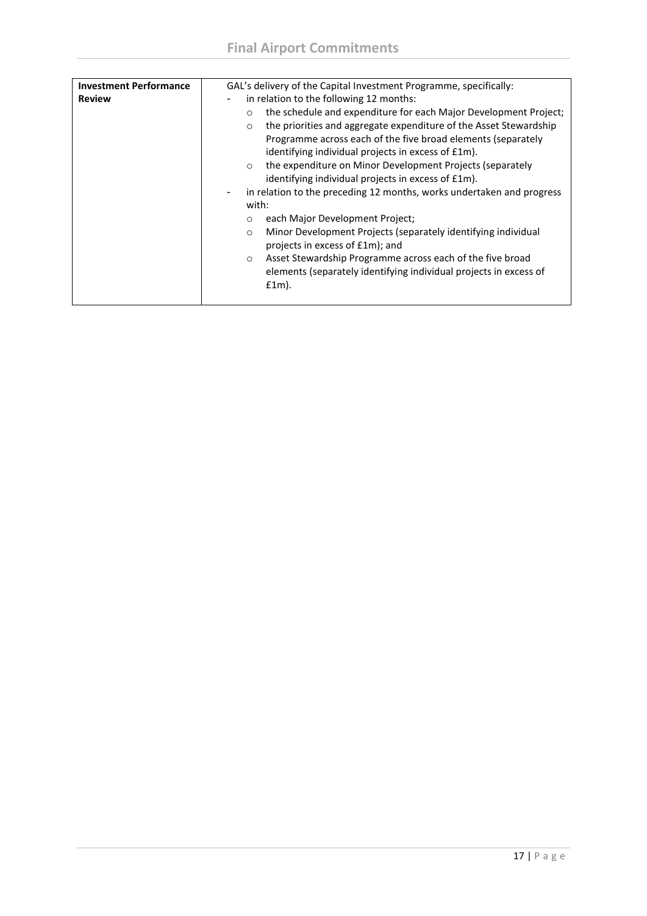| Investment Performance Review | GAL's delivery of the Capital Investment Programme, specifically:<br>- in relation to the following 12 months:<br>&nbsp;&nbsp;○ the schedule and expenditure for each Major Development Project;<br>&nbsp;&nbsp;○ the priorities and aggregate expenditure of the Asset Stewardship Programme across each of the five broad elements (separately identifying individual projects in excess of £1m).<br>&nbsp;&nbsp;○ the expenditure on Minor Development Projects (separately identifying individual projects in excess of £1m).<br>- in relation to the preceding 12 months, works undertaken and progress with:<br>&nbsp;&nbsp;○ each Major Development Project;<br>&nbsp;&nbsp;○ Minor Development Projects (separately identifying individual projects in excess of £1m); and<br>&nbsp;&nbsp;○ Asset Stewardship Programme across each of the five broad elements (separately identifying individual projects in excess of £1m). |
|---|---|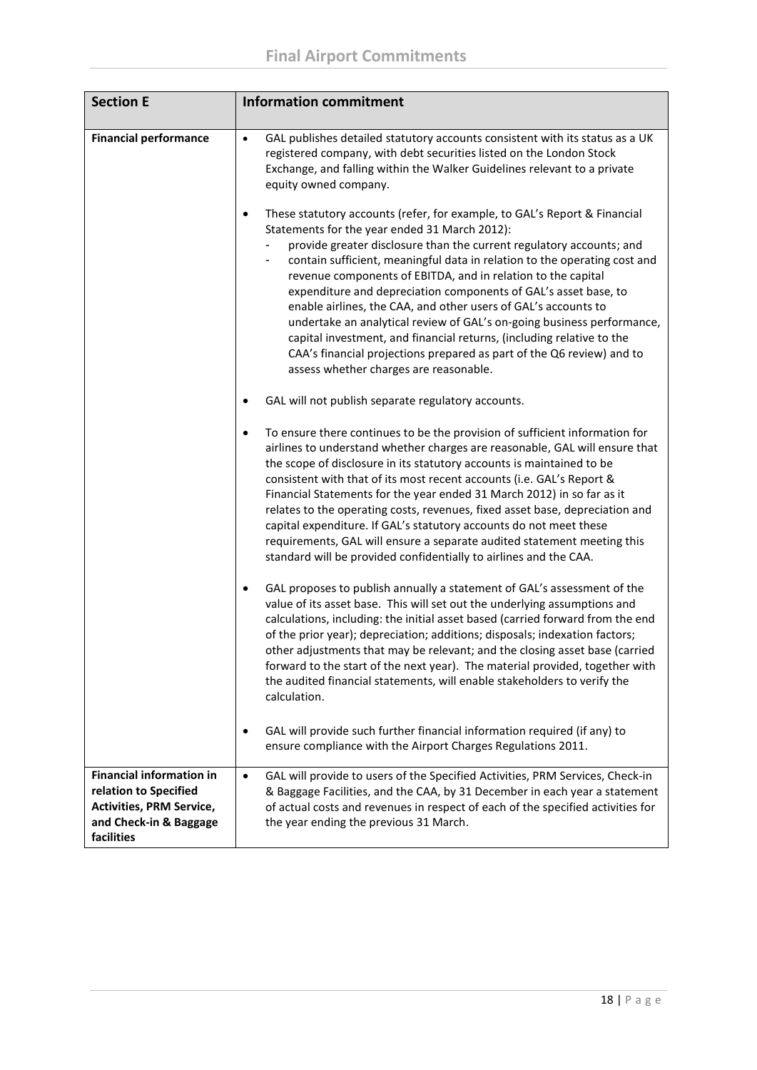| Section E | Information commitment |
|---|---|
| **Financial performance** | • GAL publishes detailed statutory accounts consistent with its status as a UK registered company, with debt securities listed on the London Stock Exchange, and falling within the Walker Guidelines relevant to a private equity owned company.<br><br>• These statutory accounts (refer, for example, to GAL's Report & Financial Statements for the year ended 31 March 2012):<br>- provide greater disclosure than the current regulatory accounts; and<br>- contain sufficient, meaningful data in relation to the operating cost and revenue components of EBITDA, and in relation to the capital expenditure and depreciation components of GAL's asset base, to enable airlines, the CAA, and other users of GAL's accounts to undertake an analytical review of GAL's on-going business performance, capital investment, and financial returns, (including relative to the CAA's financial projections prepared as part of the Q6 review) and to assess whether charges are reasonable.<br><br>• GAL will not publish separate regulatory accounts.<br><br>• To ensure there continues to be the provision of sufficient information for airlines to understand whether charges are reasonable, GAL will ensure that the scope of disclosure in its statutory accounts is maintained to be consistent with that of its most recent accounts (i.e. GAL's Report & Financial Statements for the year ended 31 March 2012) in so far as it relates to the operating costs, revenues, fixed asset base, depreciation and capital expenditure. If GAL's statutory accounts do not meet these requirements, GAL will ensure a separate audited statement meeting this standard will be provided confidentially to airlines and the CAA.<br><br>• GAL proposes to publish annually a statement of GAL's assessment of the value of its asset base. This will set out the underlying assumptions and calculations, including: the initial asset based (carried forward from the end of the prior year); depreciation; additions; disposals; indexation factors; other adjustments that may be relevant; and the closing asset base (carried forward to the start of the next year). The material provided, together with the audited financial statements, will enable stakeholders to verify the calculation.<br><br>• GAL will provide such further financial information required (if any) to ensure compliance with the Airport Charges Regulations 2011. |
| **Financial information in relation to Specified Activities, PRM Service, and Check-in & Baggage facilities** | • GAL will provide to users of the Specified Activities, PRM Services, Check-in & Baggage Facilities, and the CAA, by 31 December in each year a statement of actual costs and revenues in respect of each of the specified activities for the year ending the previous 31 March. |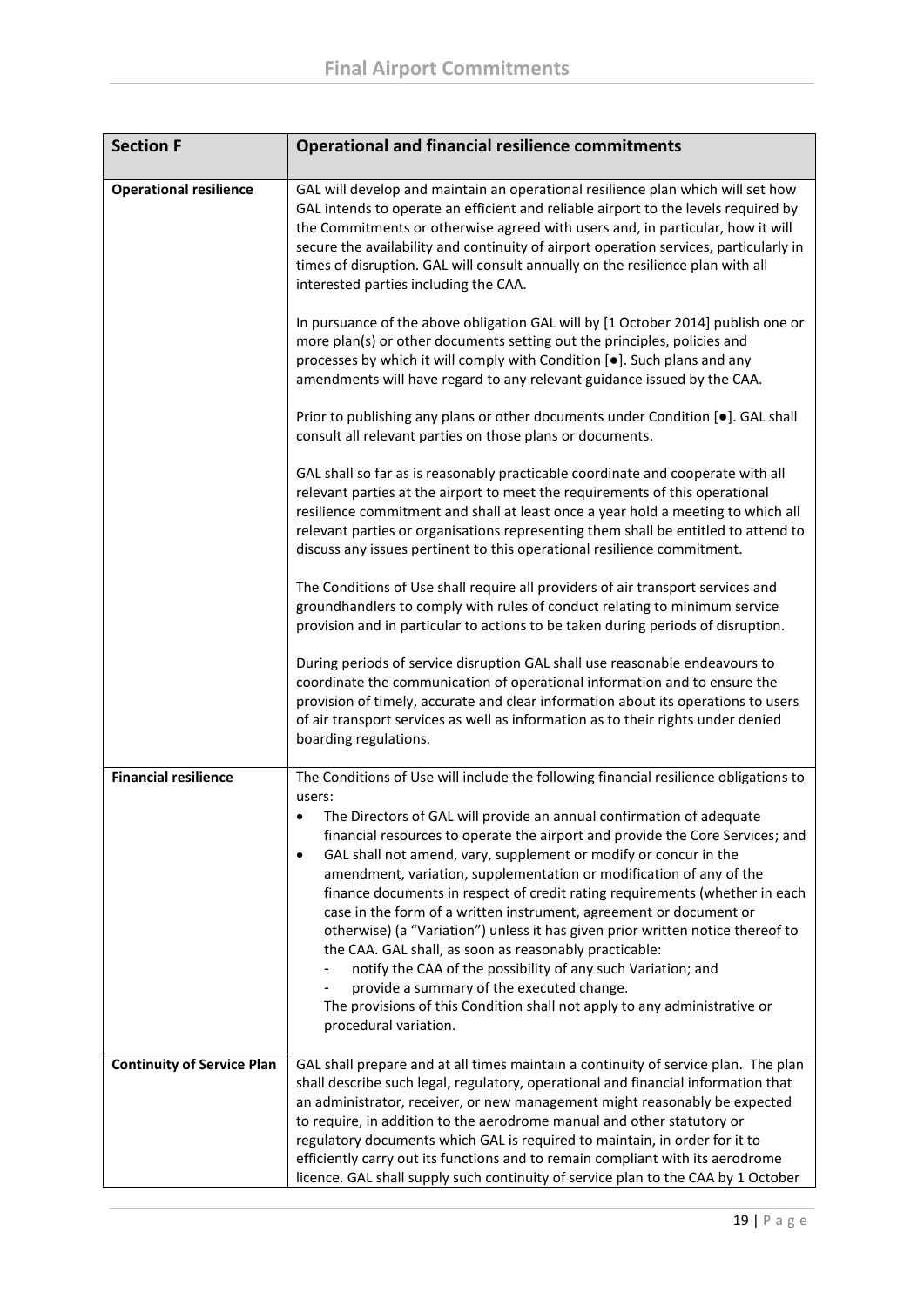| Section F | Operational and financial resilience commitments |
|---|---|
| **Operational resilience** | GAL will develop and maintain an operational resilience plan which will set how GAL intends to operate an efficient and reliable airport to the levels required by the Commitments or otherwise agreed with users and, in particular, how it will secure the availability and continuity of airport operation services, particularly in times of disruption. GAL will consult annually on the resilience plan with all interested parties including the CAA.<br><br>In pursuance of the above obligation GAL will by [1 October 2014] publish one or more plan(s) or other documents setting out the principles, policies and processes by which it will comply with Condition [●]. Such plans and any amendments will have regard to any relevant guidance issued by the CAA.<br><br>Prior to publishing any plans or other documents under Condition [●]. GAL shall consult all relevant parties on those plans or documents.<br><br>GAL shall so far as is reasonably practicable coordinate and cooperate with all relevant parties at the airport to meet the requirements of this operational resilience commitment and shall at least once a year hold a meeting to which all relevant parties or organisations representing them shall be entitled to attend to discuss any issues pertinent to this operational resilience commitment.<br><br>The Conditions of Use shall require all providers of air transport services and groundhandlers to comply with rules of conduct relating to minimum service provision and in particular to actions to be taken during periods of disruption.<br><br>During periods of service disruption GAL shall use reasonable endeavours to coordinate the communication of operational information and to ensure the provision of timely, accurate and clear information about its operations to users of air transport services as well as information as to their rights under denied boarding regulations. |
| **Financial resilience** | The Conditions of Use will include the following financial resilience obligations to users:<br>• The Directors of GAL will provide an annual confirmation of adequate financial resources to operate the airport and provide the Core Services; and<br>• GAL shall not amend, vary, supplement or modify or concur in the amendment, variation, supplementation or modification of any of the finance documents in respect of credit rating requirements (whether in each case in the form of a written instrument, agreement or document or otherwise) (a "Variation") unless it has given prior written notice thereof to the CAA. GAL shall, as soon as reasonably practicable:<br>  - notify the CAA of the possibility of any such Variation; and<br>  - provide a summary of the executed change.<br>The provisions of this Condition shall not apply to any administrative or procedural variation. |
| **Continuity of Service Plan** | GAL shall prepare and at all times maintain a continuity of service plan. The plan shall describe such legal, regulatory, operational and financial information that an administrator, receiver, or new management might reasonably be expected to require, in addition to the aerodrome manual and other statutory or regulatory documents which GAL is required to maintain, in order for it to efficiently carry out its functions and to remain compliant with its aerodrome licence. GAL shall supply such continuity of service plan to the CAA by 1 October |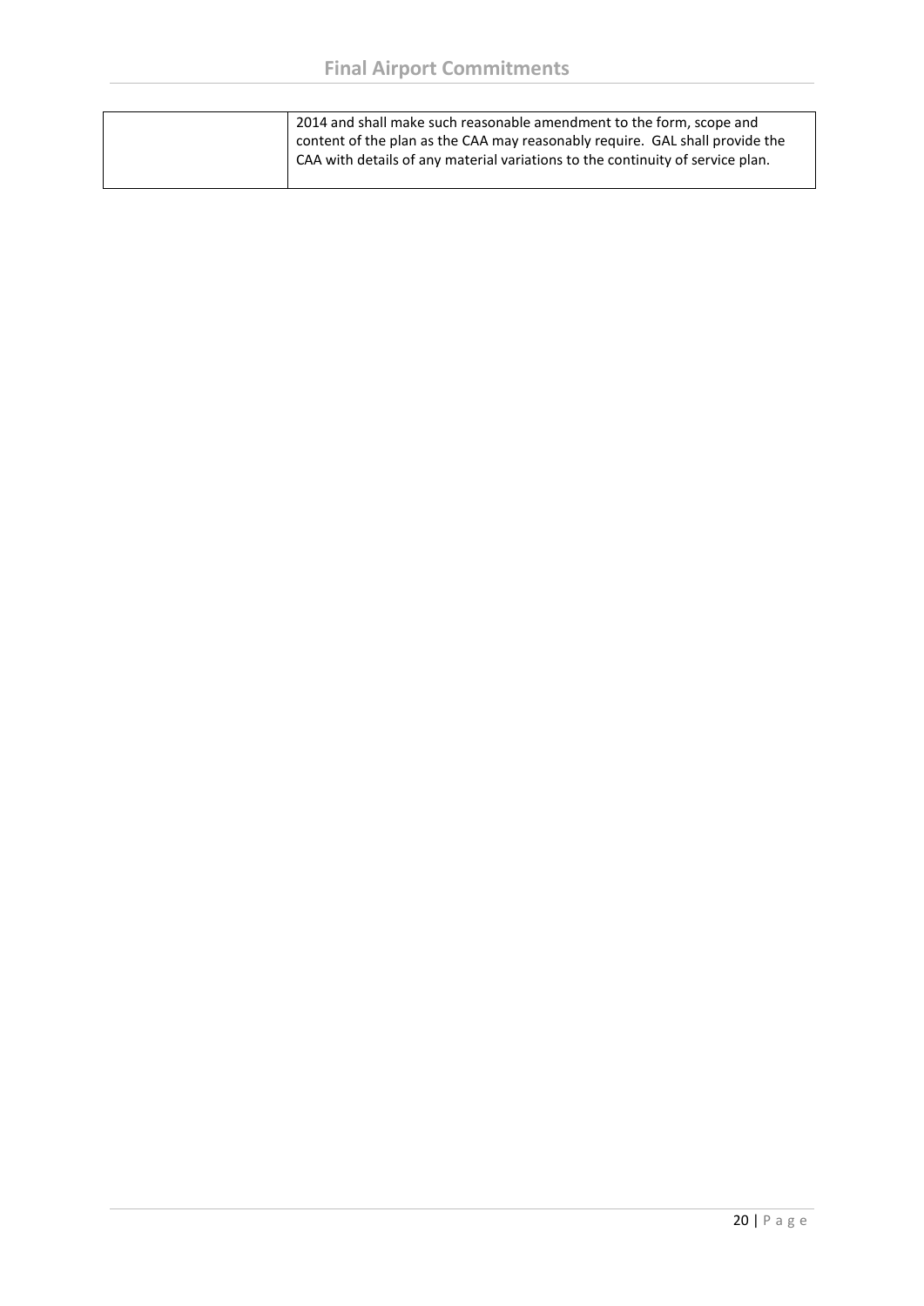| | |
|---|---|
| | 2014 and shall make such reasonable amendment to the form, scope and content of the plan as the CAA may reasonably require. GAL shall provide the CAA with details of any material variations to the continuity of service plan. |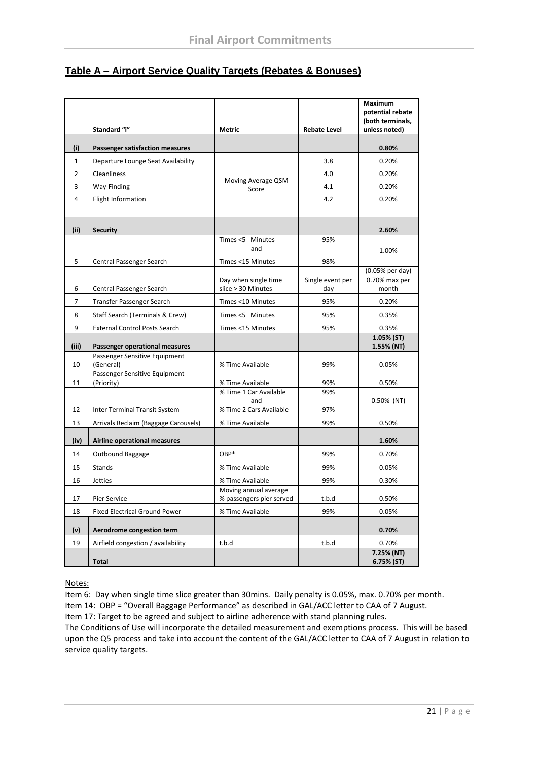# Final Airport Commitments

## Table A – Airport Service Quality Targets (Rebates & Bonuses)

| | Standard "i" | Metric | Rebate Level | Maximum potential rebate (both terminals, unless noted) |
|---|---|---|---|---|
| **(i)** | **Passenger satisfaction measures** | | | **0.80%** |
| 1 | Departure Lounge Seat Availability | Moving Average QSM Score | 3.8 | 0.20% |
| 2 | Cleanliness | | 4.0 | 0.20% |
| 3 | Way-Finding | | 4.1 | 0.20% |
| 4 | Flight Information | | 4.2 | 0.20% |
| **(ii)** | **Security** | | | **2.60%** |
| 5 | Central Passenger Search | Times <5 Minutes and Times ≤15 Minutes | 95% 98% | 1.00% |
| 6 | Central Passenger Search | Day when single time slice > 30 Minutes | Single event per day | (0.05% per day) 0.70% max per month |
| 7 | Transfer Passenger Search | Times <10 Minutes | 95% | 0.20% |
| 8 | Staff Search (Terminals & Crew) | Times <5 Minutes | 95% | 0.35% |
| 9 | External Control Posts Search | Times <15 Minutes | 95% | 0.35% |
| **(iii)** | **Passenger operational measures** | | | **1.05% (ST) 1.55% (NT)** |
| 10 | Passenger Sensitive Equipment (General) | % Time Available | 99% | 0.05% |
| 11 | Passenger Sensitive Equipment (Priority) | % Time Available | 99% | 0.50% |
| 12 | Inter Terminal Transit System | % Time 1 Car Available and % Time 2 Cars Available | 99% 97% | 0.50% (NT) |
| 13 | Arrivals Reclaim (Baggage Carousels) | % Time Available | 99% | 0.50% |
| **(iv)** | **Airline operational measures** | | | **1.60%** |
| 14 | Outbound Baggage | OBP* | 99% | 0.70% |
| 15 | Stands | % Time Available | 99% | 0.05% |
| 16 | Jetties | % Time Available | 99% | 0.30% |
| 17 | Pier Service | Moving annual average % passengers pier served | t.b.d | 0.50% |
| 18 | Fixed Electrical Ground Power | % Time Available | 99% | 0.05% |
| **(v)** | **Aerodrome congestion term** | | | **0.70%** |
| 19 | Airfield congestion / availability | t.b.d | t.b.d | 0.70% |
| | **Total** | | | **7.25% (NT) 6.75% (ST)** |

Notes:

Item 6: Day when single time slice greater than 30mins. Daily penalty is 0.05%, max. 0.70% per month.

Item 14: OBP = "Overall Baggage Performance" as described in GAL/ACC letter to CAA of 7 August.

Item 17: Target to be agreed and subject to airline adherence with stand planning rules.

The Conditions of Use will incorporate the detailed measurement and exemptions process. This will be based upon the Q5 process and take into account the content of the GAL/ACC letter to CAA of 7 August in relation to service quality targets.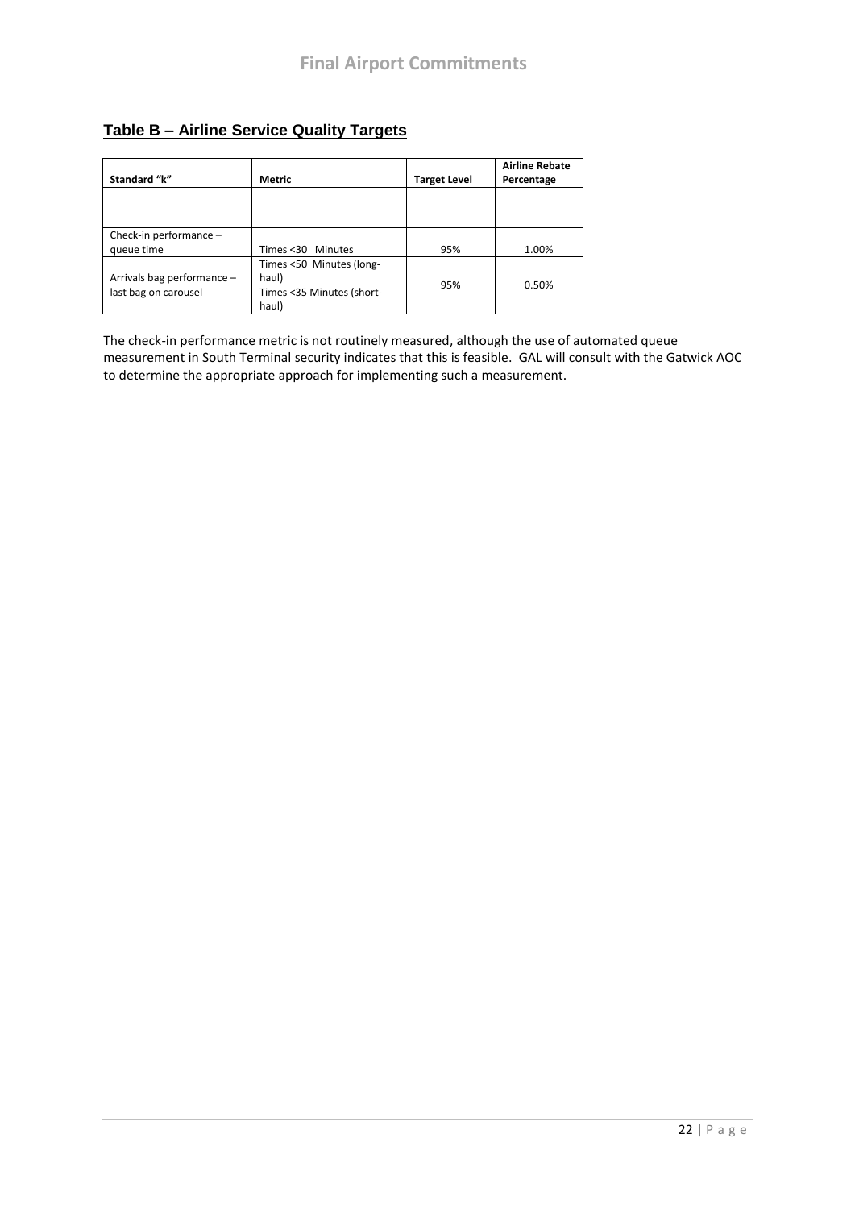## Table B – Airline Service Quality Targets

| Standard "k" | Metric | Target Level | Airline Rebate Percentage |
|---|---|---|---|
| | | | |
| Check-in performance – queue time | Times <30 Minutes | 95% | 1.00% |
| Arrivals bag performance – last bag on carousel | Times <50 Minutes (long-haul) Times <35 Minutes (short-haul) | 95% | 0.50% |

The check-in performance metric is not routinely measured, although the use of automated queue measurement in South Terminal security indicates that this is feasible. GAL will consult with the Gatwick AOC to determine the appropriate approach for implementing such a measurement.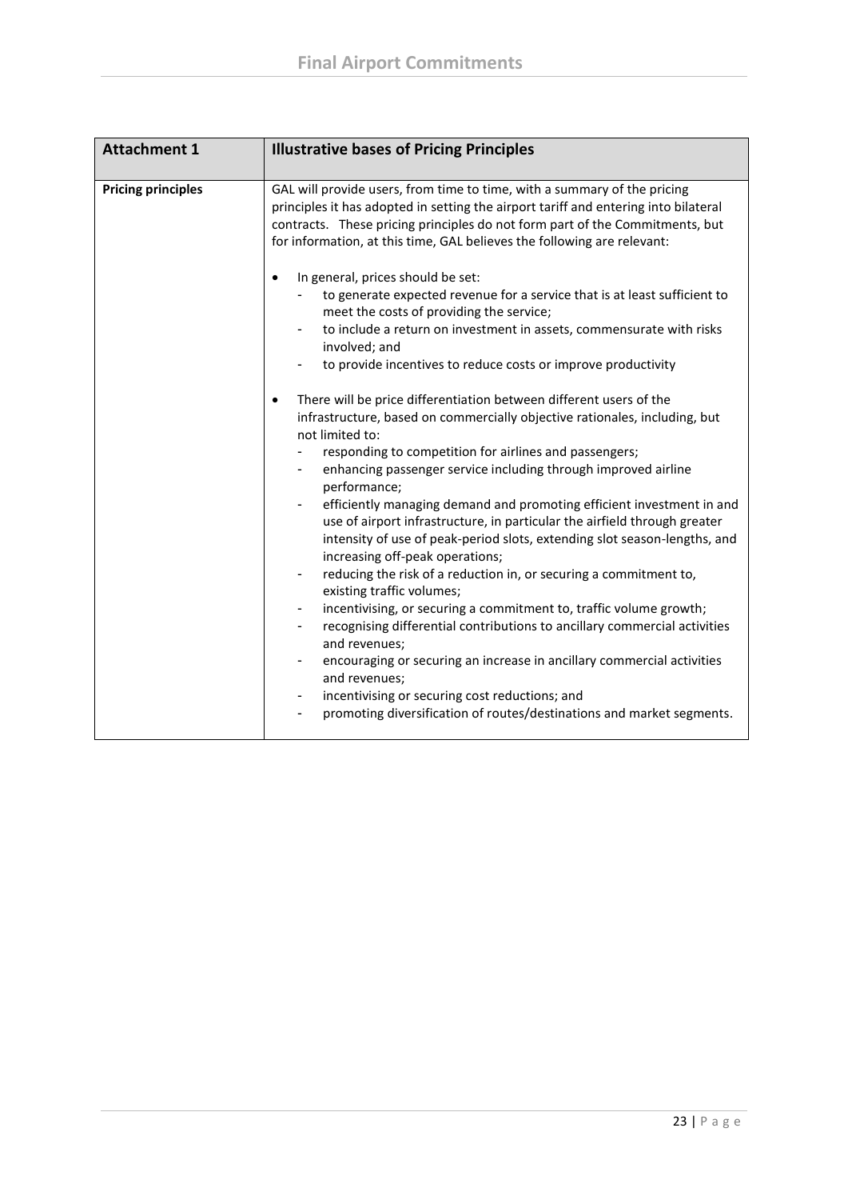| Attachment 1 | Illustrative bases of Pricing Principles |
|---|---|
| **Pricing principles** | GAL will provide users, from time to time, with a summary of the pricing principles it has adopted in setting the airport tariff and entering into bilateral contracts. These pricing principles do not form part of the Commitments, but for information, at this time, GAL believes the following are relevant:<br><br>• In general, prices should be set:<br>- to generate expected revenue for a service that is at least sufficient to meet the costs of providing the service;<br>- to include a return on investment in assets, commensurate with risks involved; and<br>- to provide incentives to reduce costs or improve productivity<br><br>• There will be price differentiation between different users of the infrastructure, based on commercially objective rationales, including, but not limited to:<br>- responding to competition for airlines and passengers;<br>- enhancing passenger service including through improved airline performance;<br>- efficiently managing demand and promoting efficient investment in and use of airport infrastructure, in particular the airfield through greater intensity of use of peak-period slots, extending slot season-lengths, and increasing off-peak operations;<br>- reducing the risk of a reduction in, or securing a commitment to, existing traffic volumes;<br>- incentivising, or securing a commitment to, traffic volume growth;<br>- recognising differential contributions to ancillary commercial activities and revenues;<br>- encouraging or securing an increase in ancillary commercial activities and revenues;<br>- incentivising or securing cost reductions; and<br>- promoting diversification of routes/destinations and market segments. |